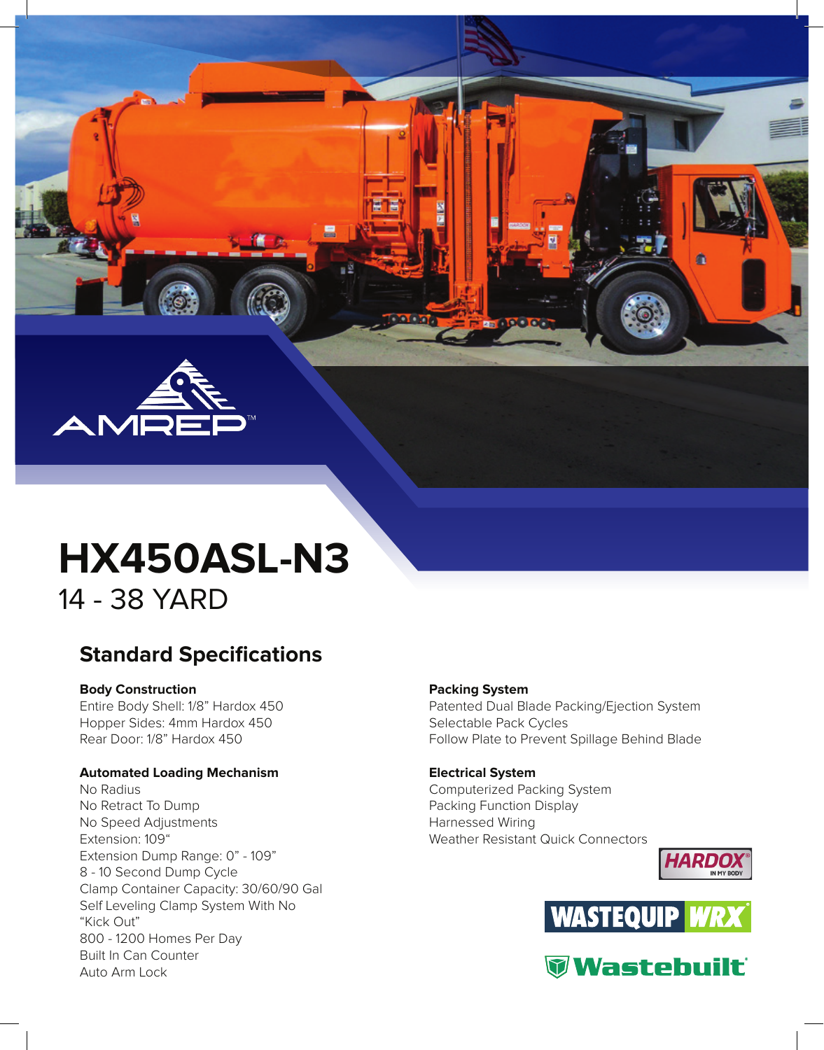AMREP™

# HX450ASL-N3

14 - 38 YARD

## Standard Specifications

**Body Construction**
Entire Body Shell: 1/8" Hardox 450
Hopper Sides: 4mm Hardox 450
Rear Door: 1/8" Hardox 450

**Automated Loading Mechanism**
No Radius
No Retract To Dump
No Speed Adjustments
Extension: 109"
Extension Dump Range: 0" - 109"
8 - 10 Second Dump Cycle
Clamp Container Capacity: 30/60/90 Gal
Self Leveling Clamp System With No "Kick Out"
800 - 1200 Homes Per Day
Built In Can Counter
Auto Arm Lock

**Packing System**
Patented Dual Blade Packing/Ejection System
Selectable Pack Cycles
Follow Plate to Prevent Spillage Behind Blade

**Electrical System**
Computerized Packing System
Packing Function Display
Harnessed Wiring
Weather Resistant Quick Connectors

HARDOX® IN MY BODY

WASTEQUIP WRX

Wastebuilt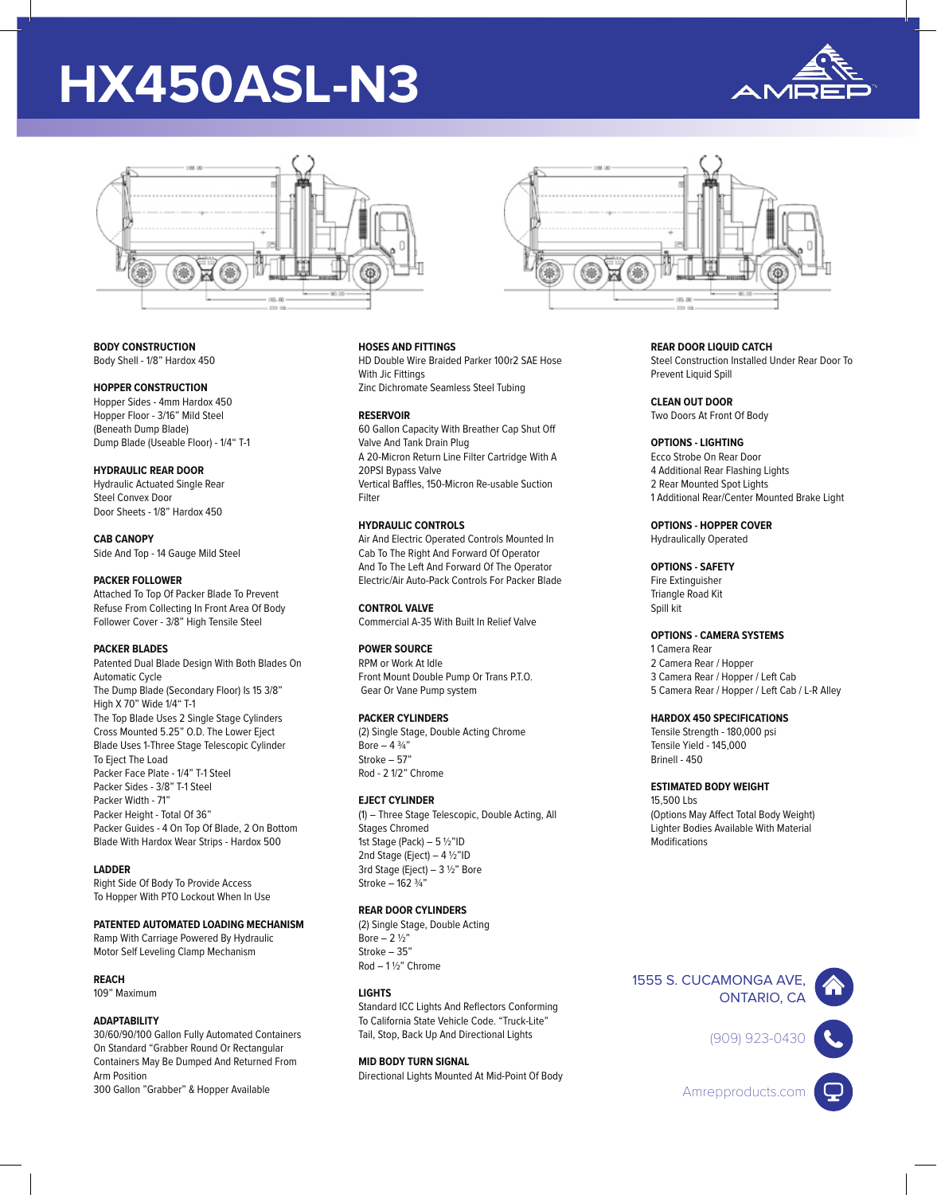# HX450ASL-N3

AMREP

**BODY CONSTRUCTION**
Body Shell - 1/8" Hardox 450

**HOPPER CONSTRUCTION**
Hopper Sides - 4mm Hardox 450
Hopper Floor - 3/16" Mild Steel
(Beneath Dump Blade)
Dump Blade (Useable Floor) - 1/4" T-1

**HYDRAULIC REAR DOOR**
Hydraulic Actuated Single Rear
Steel Convex Door
Door Sheets - 1/8" Hardox 450

**CAB CANOPY**
Side And Top - 14 Gauge Mild Steel

**PACKER FOLLOWER**
Attached To Top Of Packer Blade To Prevent
Refuse From Collecting In Front Area Of Body
Follower Cover - 3/8" High Tensile Steel

**PACKER BLADES**
Patented Dual Blade Design With Both Blades On
Automatic Cycle
The Dump Blade (Secondary Floor) Is 15 3/8"
High X 70" Wide 1/4" T-1
The Top Blade Uses 2 Single Stage Cylinders
Cross Mounted 5.25" O.D. The Lower Eject
Blade Uses 1-Three Stage Telescopic Cylinder
To Eject The Load
Packer Face Plate - 1/4" T-1 Steel
Packer Sides - 3/8" T-1 Steel
Packer Width - 71"
Packer Height - Total Of 36"
Packer Guides - 4 On Top Of Blade, 2 On Bottom
Blade With Hardox Wear Strips - Hardox 500

**LADDER**
Right Side Of Body To Provide Access
To Hopper With PTO Lockout When In Use

**PATENTED AUTOMATED LOADING MECHANISM**
Ramp With Carriage Powered By Hydraulic
Motor Self Leveling Clamp Mechanism

**REACH**
109" Maximum

**ADAPTABILITY**
30/60/90/100 Gallon Fully Automated Containers
On Standard "Grabber Round Or Rectangular
Containers May Be Dumped And Returned From
Arm Position
300 Gallon "Grabber" & Hopper Available

**HOSES AND FITTINGS**
HD Double Wire Braided Parker 100r2 SAE Hose
With Jic Fittings
Zinc Dichromate Seamless Steel Tubing

**RESERVOIR**
60 Gallon Capacity With Breather Cap Shut Off
Valve And Tank Drain Plug
A 20-Micron Return Line Filter Cartridge With A
20PSI Bypass Valve
Vertical Baffles, 150-Micron Re-usable Suction
Filter

**HYDRAULIC CONTROLS**
Air And Electric Operated Controls Mounted In
Cab To The Right And Forward Of Operator
And To The Left And Forward Of The Operator
Electric/Air Auto-Pack Controls For Packer Blade

**CONTROL VALVE**
Commercial A-35 With Built In Relief Valve

**POWER SOURCE**
RPM or Work At Idle
Front Mount Double Pump Or Trans P.T.O.
Gear Or Vane Pump system

**PACKER CYLINDERS**
(2) Single Stage, Double Acting Chrome
Bore – 4 ¾"
Stroke – 57"
Rod - 2 1/2" Chrome

**EJECT CYLINDER**
(1) – Three Stage Telescopic, Double Acting, All
Stages Chromed
1st Stage (Pack) – 5 ½"ID
2nd Stage (Eject) – 4 ½"ID
3rd Stage (Eject) – 3 ½" Bore
Stroke – 162 ¾"

**REAR DOOR CYLINDERS**
(2) Single Stage, Double Acting
Bore – 2 ½"
Stroke – 35"
Rod – 1 ½" Chrome

**LIGHTS**
Standard ICC Lights And Reflectors Conforming
To California State Vehicle Code. "Truck-Lite"
Tail, Stop, Back Up And Directional Lights

**MID BODY TURN SIGNAL**
Directional Lights Mounted At Mid-Point Of Body

**REAR DOOR LIQUID CATCH**
Steel Construction Installed Under Rear Door To
Prevent Liquid Spill

**CLEAN OUT DOOR**
Two Doors At Front Of Body

**OPTIONS - LIGHTING**
Ecco Strobe On Rear Door
4 Additional Rear Flashing Lights
2 Rear Mounted Spot Lights
1 Additional Rear/Center Mounted Brake Light

**OPTIONS - HOPPER COVER**
Hydraulically Operated

**OPTIONS - SAFETY**
Fire Extinguisher
Triangle Road Kit
Spill kit

**OPTIONS - CAMERA SYSTEMS**
1 Camera Rear
2 Camera Rear / Hopper
3 Camera Rear / Hopper / Left Cab
5 Camera Rear / Hopper / Left Cab / L-R Alley

**HARDOX 450 SPECIFICATIONS**
Tensile Strength - 180,000 psi
Tensile Yield - 145,000
Brinell - 450

**ESTIMATED BODY WEIGHT**
15,500 Lbs
(Options May Affect Total Body Weight)
Lighter Bodies Available With Material
Modifications

1555 S. CUCAMONGA AVE,
ONTARIO, CA

(909) 923-0430

Amrepproducts.com